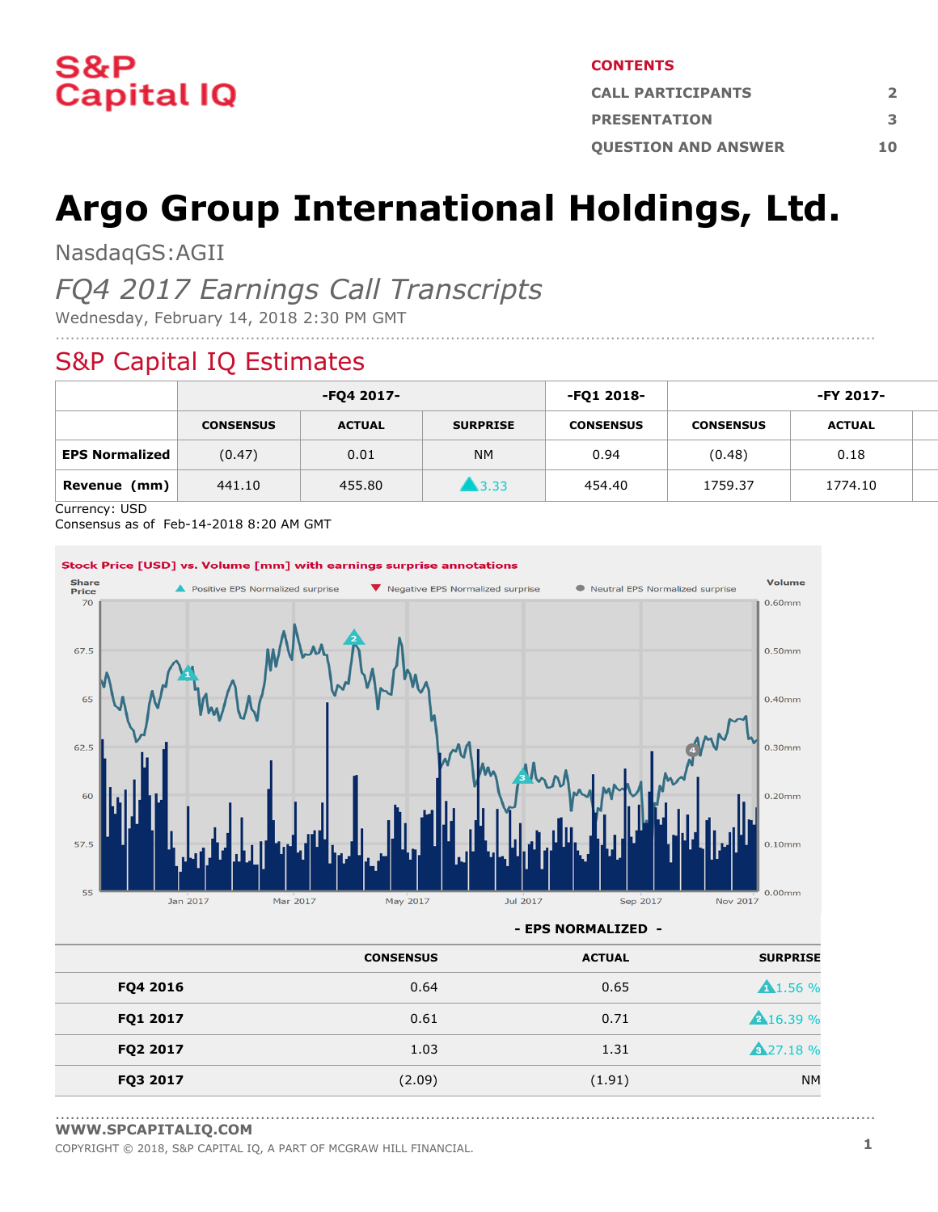S&P Capital IQ

**CONTENTS**

| | |
|---|---|
| CALL PARTICIPANTS | 2 |
| PRESENTATION | 3 |
| QUESTION AND ANSWER | 10 |

# Argo Group International Holdings, Ltd.

NasdaqGS:AGII

*FQ4 2017 Earnings Call Transcripts*

Wednesday, February 14, 2018 2:30 PM GMT

## S&P Capital IQ Estimates

| | -FQ4 2017- | | | -FQ1 2018- | -FY 2017- | |
|---|---|---|---|---|---|---|
| | CONSENSUS | ACTUAL | SURPRISE | CONSENSUS | CONSENSUS | ACTUAL |
| **EPS Normalized** | (0.47) | 0.01 | NM | 0.94 | (0.48) | 0.18 |
| **Revenue (mm)** | 441.10 | 455.80 | ▲3.33 | 454.40 | 1759.37 | 1774.10 |

Currency: USD

Consensus as of Feb-14-2018 8:20 AM GMT

**Stock Price [USD] vs. Volume [mm] with earnings surprise annotations**

- EPS NORMALIZED -

| | CONSENSUS | ACTUAL | SURPRISE |
|---|---|---|---|
| **FQ4 2016** | 0.64 | 0.65 | ▲1.56 % |
| **FQ1 2017** | 0.61 | 0.71 | ▲16.39 % |
| **FQ2 2017** | 1.03 | 1.31 | ▲27.18 % |
| **FQ3 2017** | (2.09) | (1.91) | NM |

WWW.SPCAPITALIQ.COM

COPYRIGHT © 2018, S&P CAPITAL IQ, A PART OF MCGRAW HILL FINANCIAL.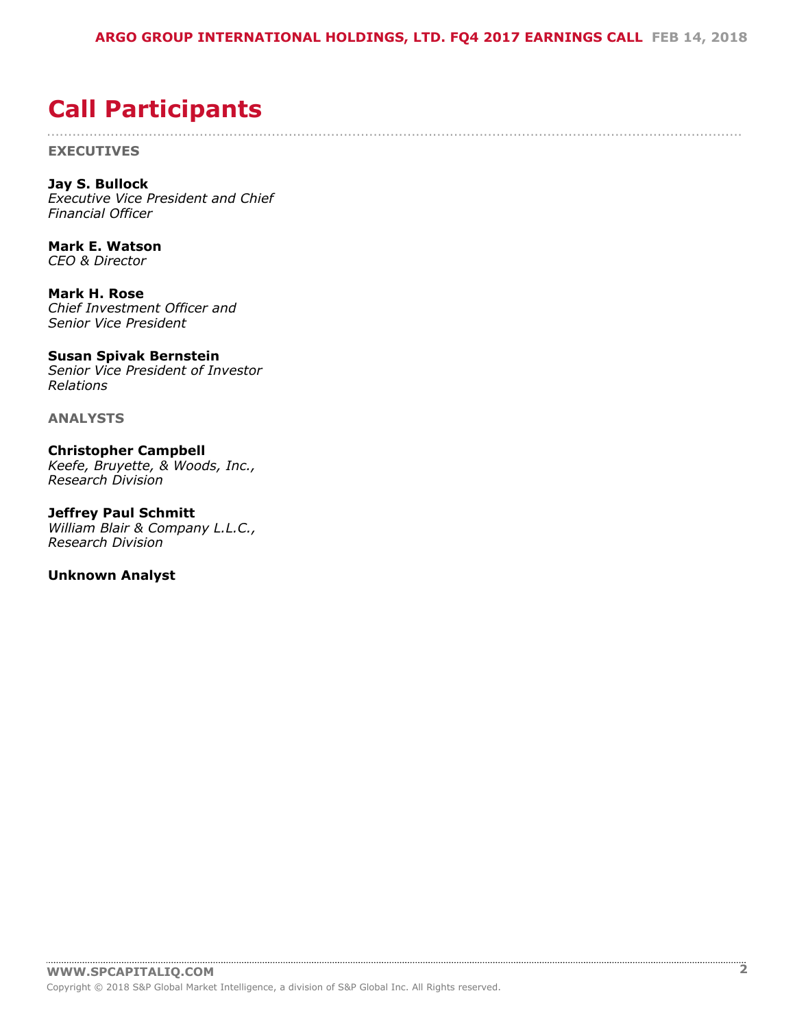# Call Participants

## EXECUTIVES

**Jay S. Bullock**
*Executive Vice President and Chief Financial Officer*

**Mark E. Watson**
*CEO & Director*

**Mark H. Rose**
*Chief Investment Officer and Senior Vice President*

**Susan Spivak Bernstein**
*Senior Vice President of Investor Relations*

## ANALYSTS

**Christopher Campbell**
*Keefe, Bruyette, & Woods, Inc., Research Division*

**Jeffrey Paul Schmitt**
*William Blair & Company L.L.C., Research Division*

**Unknown Analyst**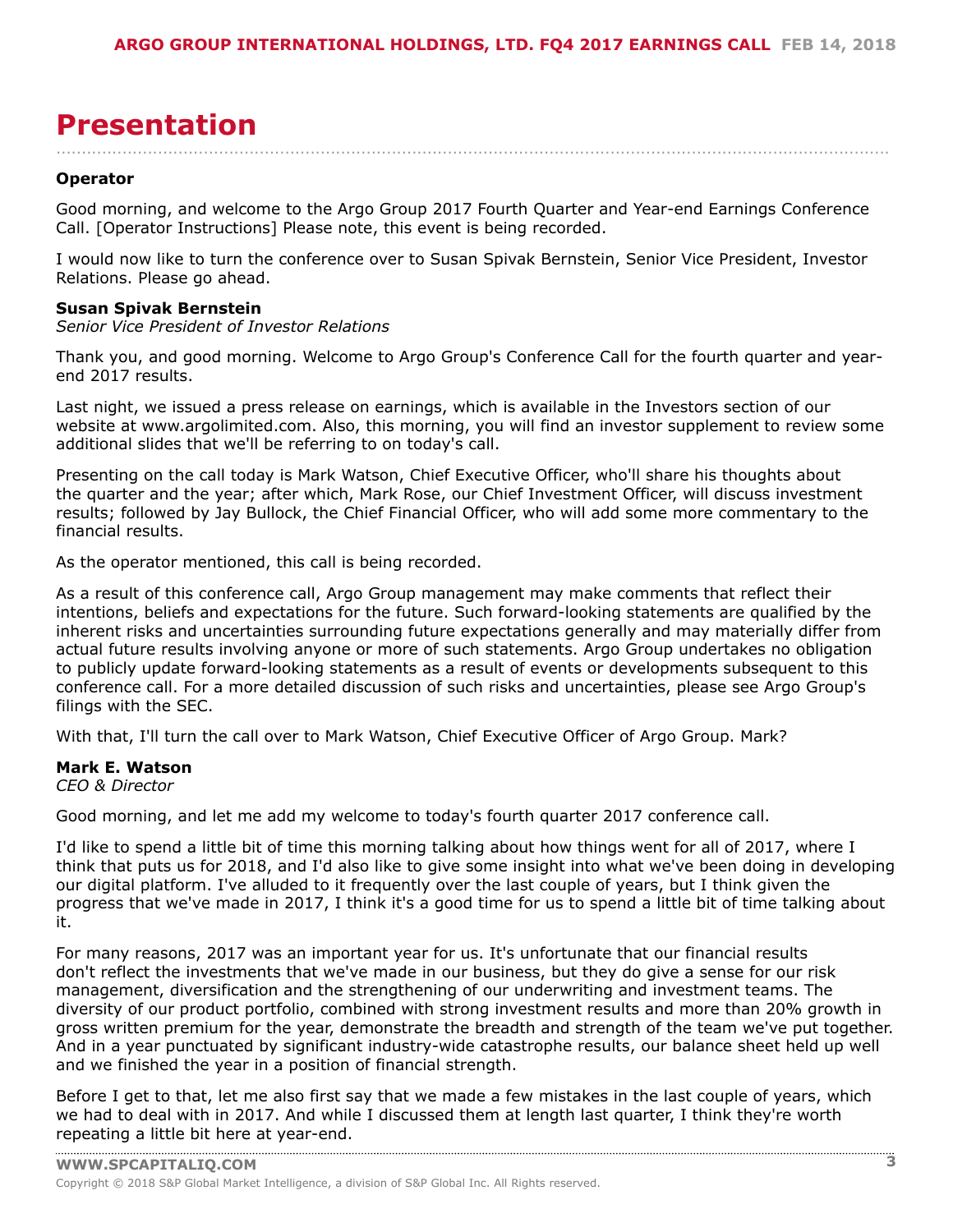# Presentation

**Operator**

Good morning, and welcome to the Argo Group 2017 Fourth Quarter and Year-end Earnings Conference Call. [Operator Instructions] Please note, this event is being recorded.

I would now like to turn the conference over to Susan Spivak Bernstein, Senior Vice President, Investor Relations. Please go ahead.

**Susan Spivak Bernstein**
*Senior Vice President of Investor Relations*

Thank you, and good morning. Welcome to Argo Group's Conference Call for the fourth quarter and year-end 2017 results.

Last night, we issued a press release on earnings, which is available in the Investors section of our website at www.argolimited.com. Also, this morning, you will find an investor supplement to review some additional slides that we'll be referring to on today's call.

Presenting on the call today is Mark Watson, Chief Executive Officer, who'll share his thoughts about the quarter and the year; after which, Mark Rose, our Chief Investment Officer, will discuss investment results; followed by Jay Bullock, the Chief Financial Officer, who will add some more commentary to the financial results.

As the operator mentioned, this call is being recorded.

As a result of this conference call, Argo Group management may make comments that reflect their intentions, beliefs and expectations for the future. Such forward-looking statements are qualified by the inherent risks and uncertainties surrounding future expectations generally and may materially differ from actual future results involving anyone or more of such statements. Argo Group undertakes no obligation to publicly update forward-looking statements as a result of events or developments subsequent to this conference call. For a more detailed discussion of such risks and uncertainties, please see Argo Group's filings with the SEC.

With that, I'll turn the call over to Mark Watson, Chief Executive Officer of Argo Group. Mark?

**Mark E. Watson**
*CEO & Director*

Good morning, and let me add my welcome to today's fourth quarter 2017 conference call.

I'd like to spend a little bit of time this morning talking about how things went for all of 2017, where I think that puts us for 2018, and I'd also like to give some insight into what we've been doing in developing our digital platform. I've alluded to it frequently over the last couple of years, but I think given the progress that we've made in 2017, I think it's a good time for us to spend a little bit of time talking about it.

For many reasons, 2017 was an important year for us. It's unfortunate that our financial results don't reflect the investments that we've made in our business, but they do give a sense for our risk management, diversification and the strengthening of our underwriting and investment teams. The diversity of our product portfolio, combined with strong investment results and more than 20% growth in gross written premium for the year, demonstrate the breadth and strength of the team we've put together. And in a year punctuated by significant industry-wide catastrophe results, our balance sheet held up well and we finished the year in a position of financial strength.

Before I get to that, let me also first say that we made a few mistakes in the last couple of years, which we had to deal with in 2017. And while I discussed them at length last quarter, I think they're worth repeating a little bit here at year-end.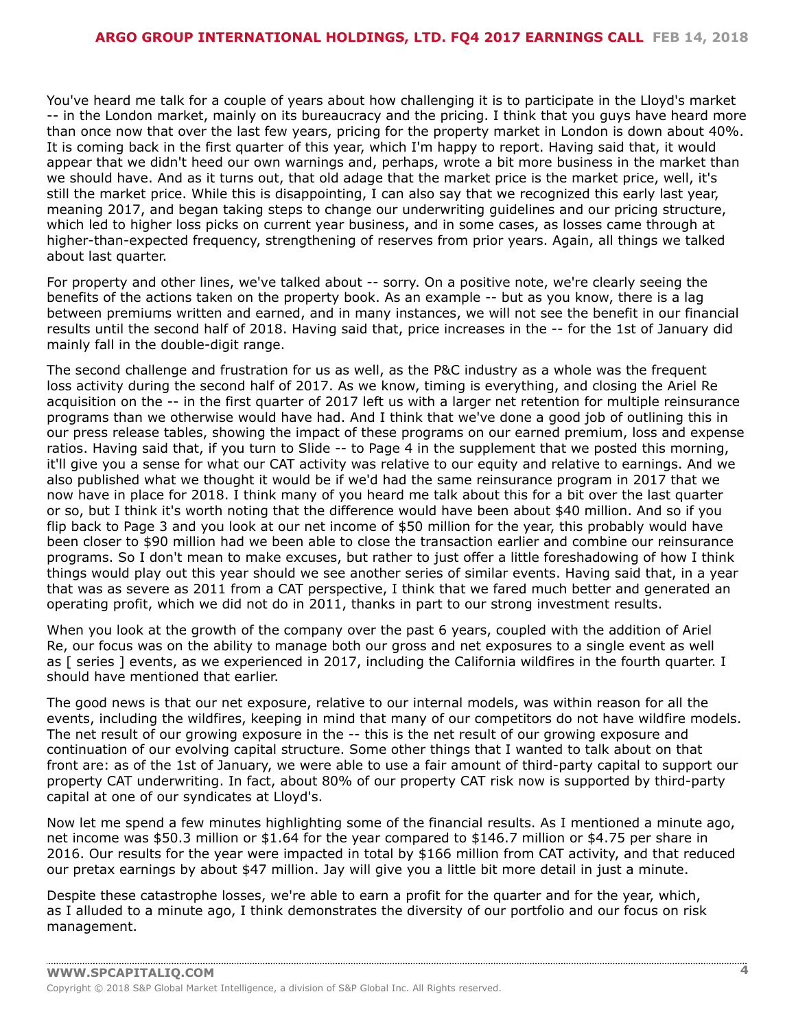You've heard me talk for a couple of years about how challenging it is to participate in the Lloyd's market -- in the London market, mainly on its bureaucracy and the pricing. I think that you guys have heard more than once now that over the last few years, pricing for the property market in London is down about 40%. It is coming back in the first quarter of this year, which I'm happy to report. Having said that, it would appear that we didn't heed our own warnings and, perhaps, wrote a bit more business in the market than we should have. And as it turns out, that old adage that the market price is the market price, well, it's still the market price. While this is disappointing, I can also say that we recognized this early last year, meaning 2017, and began taking steps to change our underwriting guidelines and our pricing structure, which led to higher loss picks on current year business, and in some cases, as losses came through at higher-than-expected frequency, strengthening of reserves from prior years. Again, all things we talked about last quarter.

For property and other lines, we've talked about -- sorry. On a positive note, we're clearly seeing the benefits of the actions taken on the property book. As an example -- but as you know, there is a lag between premiums written and earned, and in many instances, we will not see the benefit in our financial results until the second half of 2018. Having said that, price increases in the -- for the 1st of January did mainly fall in the double-digit range.

The second challenge and frustration for us as well, as the P&C industry as a whole was the frequent loss activity during the second half of 2017. As we know, timing is everything, and closing the Ariel Re acquisition on the -- in the first quarter of 2017 left us with a larger net retention for multiple reinsurance programs than we otherwise would have had. And I think that we've done a good job of outlining this in our press release tables, showing the impact of these programs on our earned premium, loss and expense ratios. Having said that, if you turn to Slide -- to Page 4 in the supplement that we posted this morning, it'll give you a sense for what our CAT activity was relative to our equity and relative to earnings. And we also published what we thought it would be if we'd had the same reinsurance program in 2017 that we now have in place for 2018. I think many of you heard me talk about this for a bit over the last quarter or so, but I think it's worth noting that the difference would have been about $40 million. And so if you flip back to Page 3 and you look at our net income of $50 million for the year, this probably would have been closer to $90 million had we been able to close the transaction earlier and combine our reinsurance programs. So I don't mean to make excuses, but rather to just offer a little foreshadowing of how I think things would play out this year should we see another series of similar events. Having said that, in a year that was as severe as 2011 from a CAT perspective, I think that we fared much better and generated an operating profit, which we did not do in 2011, thanks in part to our strong investment results.

When you look at the growth of the company over the past 6 years, coupled with the addition of Ariel Re, our focus was on the ability to manage both our gross and net exposures to a single event as well as [ series ] events, as we experienced in 2017, including the California wildfires in the fourth quarter. I should have mentioned that earlier.

The good news is that our net exposure, relative to our internal models, was within reason for all the events, including the wildfires, keeping in mind that many of our competitors do not have wildfire models. The net result of our growing exposure in the -- this is the net result of our growing exposure and continuation of our evolving capital structure. Some other things that I wanted to talk about on that front are: as of the 1st of January, we were able to use a fair amount of third-party capital to support our property CAT underwriting. In fact, about 80% of our property CAT risk now is supported by third-party capital at one of our syndicates at Lloyd's.

Now let me spend a few minutes highlighting some of the financial results. As I mentioned a minute ago, net income was $50.3 million or $1.64 for the year compared to $146.7 million or $4.75 per share in 2016. Our results for the year were impacted in total by $166 million from CAT activity, and that reduced our pretax earnings by about $47 million. Jay will give you a little bit more detail in just a minute.

Despite these catastrophe losses, we're able to earn a profit for the quarter and for the year, which, as I alluded to a minute ago, I think demonstrates the diversity of our portfolio and our focus on risk management.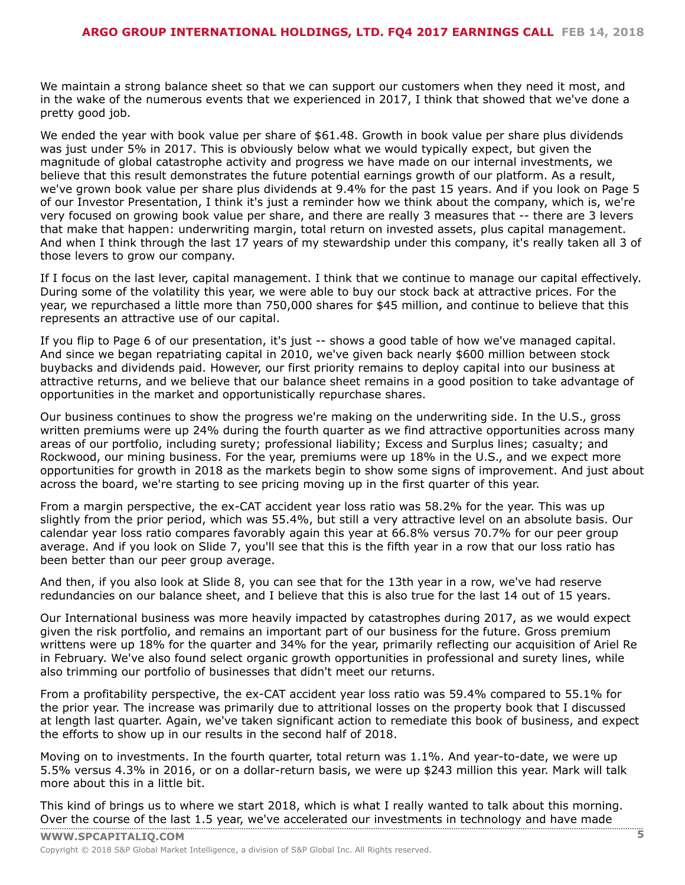We maintain a strong balance sheet so that we can support our customers when they need it most, and in the wake of the numerous events that we experienced in 2017, I think that showed that we've done a pretty good job.

We ended the year with book value per share of $61.48. Growth in book value per share plus dividends was just under 5% in 2017. This is obviously below what we would typically expect, but given the magnitude of global catastrophe activity and progress we have made on our internal investments, we believe that this result demonstrates the future potential earnings growth of our platform. As a result, we've grown book value per share plus dividends at 9.4% for the past 15 years. And if you look on Page 5 of our Investor Presentation, I think it's just a reminder how we think about the company, which is, we're very focused on growing book value per share, and there are really 3 measures that -- there are 3 levers that make that happen: underwriting margin, total return on invested assets, plus capital management. And when I think through the last 17 years of my stewardship under this company, it's really taken all 3 of those levers to grow our company.

If I focus on the last lever, capital management. I think that we continue to manage our capital effectively. During some of the volatility this year, we were able to buy our stock back at attractive prices. For the year, we repurchased a little more than 750,000 shares for $45 million, and continue to believe that this represents an attractive use of our capital.

If you flip to Page 6 of our presentation, it's just -- shows a good table of how we've managed capital. And since we began repatriating capital in 2010, we've given back nearly $600 million between stock buybacks and dividends paid. However, our first priority remains to deploy capital into our business at attractive returns, and we believe that our balance sheet remains in a good position to take advantage of opportunities in the market and opportunistically repurchase shares.

Our business continues to show the progress we're making on the underwriting side. In the U.S., gross written premiums were up 24% during the fourth quarter as we find attractive opportunities across many areas of our portfolio, including surety; professional liability; Excess and Surplus lines; casualty; and Rockwood, our mining business. For the year, premiums were up 18% in the U.S., and we expect more opportunities for growth in 2018 as the markets begin to show some signs of improvement. And just about across the board, we're starting to see pricing moving up in the first quarter of this year.

From a margin perspective, the ex-CAT accident year loss ratio was 58.2% for the year. This was up slightly from the prior period, which was 55.4%, but still a very attractive level on an absolute basis. Our calendar year loss ratio compares favorably again this year at 66.8% versus 70.7% for our peer group average. And if you look on Slide 7, you'll see that this is the fifth year in a row that our loss ratio has been better than our peer group average.

And then, if you also look at Slide 8, you can see that for the 13th year in a row, we've had reserve redundancies on our balance sheet, and I believe that this is also true for the last 14 out of 15 years.

Our International business was more heavily impacted by catastrophes during 2017, as we would expect given the risk portfolio, and remains an important part of our business for the future. Gross premium writtens were up 18% for the quarter and 34% for the year, primarily reflecting our acquisition of Ariel Re in February. We've also found select organic growth opportunities in professional and surety lines, while also trimming our portfolio of businesses that didn't meet our returns.

From a profitability perspective, the ex-CAT accident year loss ratio was 59.4% compared to 55.1% for the prior year. The increase was primarily due to attritional losses on the property book that I discussed at length last quarter. Again, we've taken significant action to remediate this book of business, and expect the efforts to show up in our results in the second half of 2018.

Moving on to investments. In the fourth quarter, total return was 1.1%. And year-to-date, we were up 5.5% versus 4.3% in 2016, or on a dollar-return basis, we were up $243 million this year. Mark will talk more about this in a little bit.

This kind of brings us to where we start 2018, which is what I really wanted to talk about this morning. Over the course of the last 1.5 year, we've accelerated our investments in technology and have made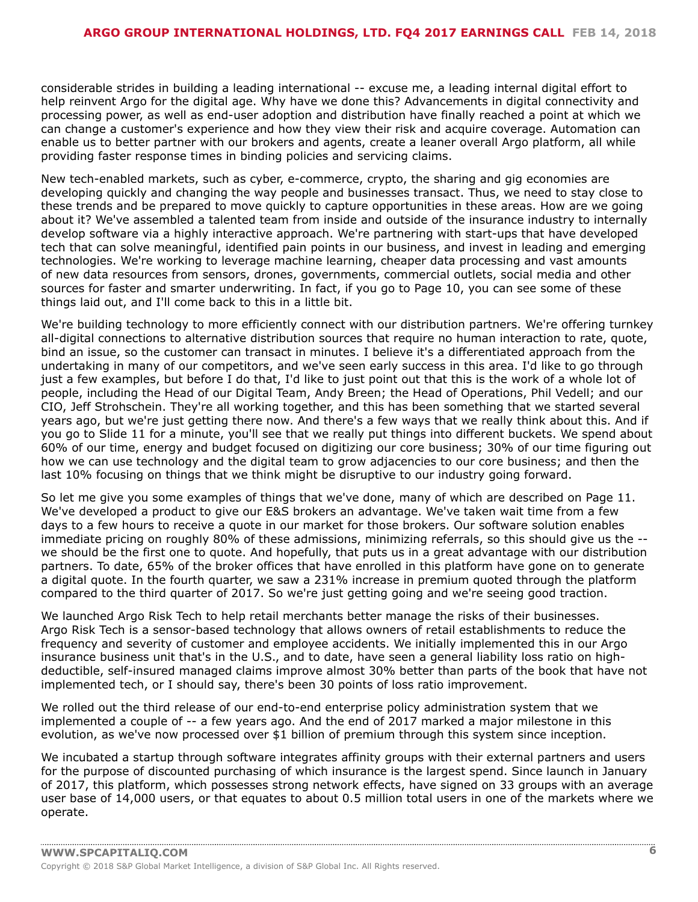considerable strides in building a leading international -- excuse me, a leading internal digital effort to help reinvent Argo for the digital age. Why have we done this? Advancements in digital connectivity and processing power, as well as end-user adoption and distribution have finally reached a point at which we can change a customer's experience and how they view their risk and acquire coverage. Automation can enable us to better partner with our brokers and agents, create a leaner overall Argo platform, all while providing faster response times in binding policies and servicing claims.

New tech-enabled markets, such as cyber, e-commerce, crypto, the sharing and gig economies are developing quickly and changing the way people and businesses transact. Thus, we need to stay close to these trends and be prepared to move quickly to capture opportunities in these areas. How are we going about it? We've assembled a talented team from inside and outside of the insurance industry to internally develop software via a highly interactive approach. We're partnering with start-ups that have developed tech that can solve meaningful, identified pain points in our business, and invest in leading and emerging technologies. We're working to leverage machine learning, cheaper data processing and vast amounts of new data resources from sensors, drones, governments, commercial outlets, social media and other sources for faster and smarter underwriting. In fact, if you go to Page 10, you can see some of these things laid out, and I'll come back to this in a little bit.

We're building technology to more efficiently connect with our distribution partners. We're offering turnkey all-digital connections to alternative distribution sources that require no human interaction to rate, quote, bind an issue, so the customer can transact in minutes. I believe it's a differentiated approach from the undertaking in many of our competitors, and we've seen early success in this area. I'd like to go through just a few examples, but before I do that, I'd like to just point out that this is the work of a whole lot of people, including the Head of our Digital Team, Andy Breen; the Head of Operations, Phil Vedell; and our CIO, Jeff Strohschein. They're all working together, and this has been something that we started several years ago, but we're just getting there now. And there's a few ways that we really think about this. And if you go to Slide 11 for a minute, you'll see that we really put things into different buckets. We spend about 60% of our time, energy and budget focused on digitizing our core business; 30% of our time figuring out how we can use technology and the digital team to grow adjacencies to our core business; and then the last 10% focusing on things that we think might be disruptive to our industry going forward.

So let me give you some examples of things that we've done, many of which are described on Page 11. We've developed a product to give our E&S brokers an advantage. We've taken wait time from a few days to a few hours to receive a quote in our market for those brokers. Our software solution enables immediate pricing on roughly 80% of these admissions, minimizing referrals, so this should give us the -- we should be the first one to quote. And hopefully, that puts us in a great advantage with our distribution partners. To date, 65% of the broker offices that have enrolled in this platform have gone on to generate a digital quote. In the fourth quarter, we saw a 231% increase in premium quoted through the platform compared to the third quarter of 2017. So we're just getting going and we're seeing good traction.

We launched Argo Risk Tech to help retail merchants better manage the risks of their businesses. Argo Risk Tech is a sensor-based technology that allows owners of retail establishments to reduce the frequency and severity of customer and employee accidents. We initially implemented this in our Argo insurance business unit that's in the U.S., and to date, have seen a general liability loss ratio on high-deductible, self-insured managed claims improve almost 30% better than parts of the book that have not implemented tech, or I should say, there's been 30 points of loss ratio improvement.

We rolled out the third release of our end-to-end enterprise policy administration system that we implemented a couple of -- a few years ago. And the end of 2017 marked a major milestone in this evolution, as we've now processed over $1 billion of premium through this system since inception.

We incubated a startup through software integrates affinity groups with their external partners and users for the purpose of discounted purchasing of which insurance is the largest spend. Since launch in January of 2017, this platform, which possesses strong network effects, have signed on 33 groups with an average user base of 14,000 users, or that equates to about 0.5 million total users in one of the markets where we operate.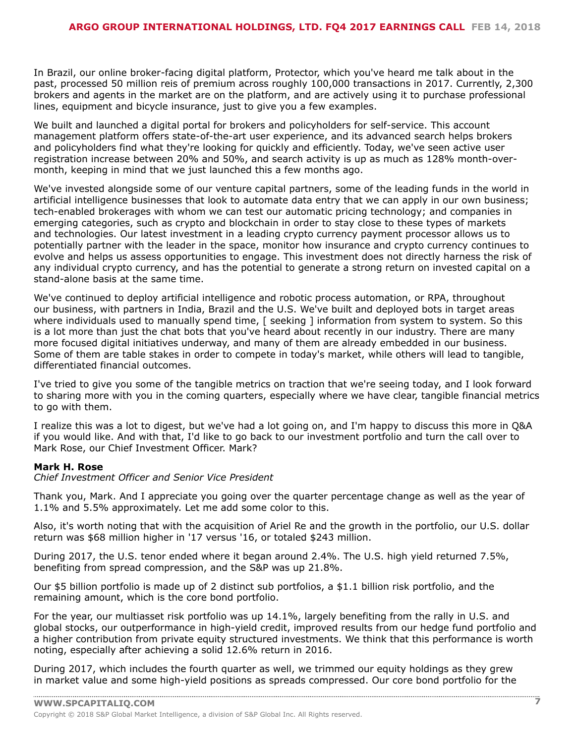In Brazil, our online broker-facing digital platform, Protector, which you've heard me talk about in the past, processed 50 million reis of premium across roughly 100,000 transactions in 2017. Currently, 2,300 brokers and agents in the market are on the platform, and are actively using it to purchase professional lines, equipment and bicycle insurance, just to give you a few examples.

We built and launched a digital portal for brokers and policyholders for self-service. This account management platform offers state-of-the-art user experience, and its advanced search helps brokers and policyholders find what they're looking for quickly and efficiently. Today, we've seen active user registration increase between 20% and 50%, and search activity is up as much as 128% month-over-month, keeping in mind that we just launched this a few months ago.

We've invested alongside some of our venture capital partners, some of the leading funds in the world in artificial intelligence businesses that look to automate data entry that we can apply in our own business; tech-enabled brokerages with whom we can test our automatic pricing technology; and companies in emerging categories, such as crypto and blockchain in order to stay close to these types of markets and technologies. Our latest investment in a leading crypto currency payment processor allows us to potentially partner with the leader in the space, monitor how insurance and crypto currency continues to evolve and helps us assess opportunities to engage. This investment does not directly harness the risk of any individual crypto currency, and has the potential to generate a strong return on invested capital on a stand-alone basis at the same time.

We've continued to deploy artificial intelligence and robotic process automation, or RPA, throughout our business, with partners in India, Brazil and the U.S. We've built and deployed bots in target areas where individuals used to manually spend time, [ seeking ] information from system to system. So this is a lot more than just the chat bots that you've heard about recently in our industry. There are many more focused digital initiatives underway, and many of them are already embedded in our business. Some of them are table stakes in order to compete in today's market, while others will lead to tangible, differentiated financial outcomes.

I've tried to give you some of the tangible metrics on traction that we're seeing today, and I look forward to sharing more with you in the coming quarters, especially where we have clear, tangible financial metrics to go with them.

I realize this was a lot to digest, but we've had a lot going on, and I'm happy to discuss this more in Q&A if you would like. And with that, I'd like to go back to our investment portfolio and turn the call over to Mark Rose, our Chief Investment Officer. Mark?

**Mark H. Rose**
*Chief Investment Officer and Senior Vice President*

Thank you, Mark. And I appreciate you going over the quarter percentage change as well as the year of 1.1% and 5.5% approximately. Let me add some color to this.

Also, it's worth noting that with the acquisition of Ariel Re and the growth in the portfolio, our U.S. dollar return was $68 million higher in '17 versus '16, or totaled $243 million.

During 2017, the U.S. tenor ended where it began around 2.4%. The U.S. high yield returned 7.5%, benefiting from spread compression, and the S&P was up 21.8%.

Our $5 billion portfolio is made up of 2 distinct sub portfolios, a $1.1 billion risk portfolio, and the remaining amount, which is the core bond portfolio.

For the year, our multiasset risk portfolio was up 14.1%, largely benefiting from the rally in U.S. and global stocks, our outperformance in high-yield credit, improved results from our hedge fund portfolio and a higher contribution from private equity structured investments. We think that this performance is worth noting, especially after achieving a solid 12.6% return in 2016.

During 2017, which includes the fourth quarter as well, we trimmed our equity holdings as they grew in market value and some high-yield positions as spreads compressed. Our core bond portfolio for the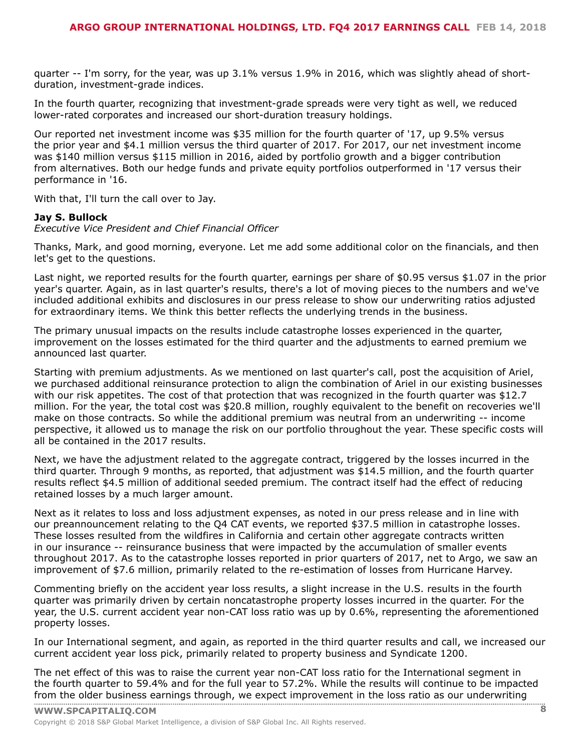quarter -- I'm sorry, for the year, was up 3.1% versus 1.9% in 2016, which was slightly ahead of short-duration, investment-grade indices.

In the fourth quarter, recognizing that investment-grade spreads were very tight as well, we reduced lower-rated corporates and increased our short-duration treasury holdings.

Our reported net investment income was $35 million for the fourth quarter of '17, up 9.5% versus the prior year and $4.1 million versus the third quarter of 2017. For 2017, our net investment income was $140 million versus $115 million in 2016, aided by portfolio growth and a bigger contribution from alternatives. Both our hedge funds and private equity portfolios outperformed in '17 versus their performance in '16.

With that, I'll turn the call over to Jay.

**Jay S. Bullock**
*Executive Vice President and Chief Financial Officer*

Thanks, Mark, and good morning, everyone. Let me add some additional color on the financials, and then let's get to the questions.

Last night, we reported results for the fourth quarter, earnings per share of $0.95 versus $1.07 in the prior year's quarter. Again, as in last quarter's results, there's a lot of moving pieces to the numbers and we've included additional exhibits and disclosures in our press release to show our underwriting ratios adjusted for extraordinary items. We think this better reflects the underlying trends in the business.

The primary unusual impacts on the results include catastrophe losses experienced in the quarter, improvement on the losses estimated for the third quarter and the adjustments to earned premium we announced last quarter.

Starting with premium adjustments. As we mentioned on last quarter's call, post the acquisition of Ariel, we purchased additional reinsurance protection to align the combination of Ariel in our existing businesses with our risk appetites. The cost of that protection that was recognized in the fourth quarter was $12.7 million. For the year, the total cost was $20.8 million, roughly equivalent to the benefit on recoveries we'll make on those contracts. So while the additional premium was neutral from an underwriting -- income perspective, it allowed us to manage the risk on our portfolio throughout the year. These specific costs will all be contained in the 2017 results.

Next, we have the adjustment related to the aggregate contract, triggered by the losses incurred in the third quarter. Through 9 months, as reported, that adjustment was $14.5 million, and the fourth quarter results reflect $4.5 million of additional seeded premium. The contract itself had the effect of reducing retained losses by a much larger amount.

Next as it relates to loss and loss adjustment expenses, as noted in our press release and in line with our preannouncement relating to the Q4 CAT events, we reported $37.5 million in catastrophe losses. These losses resulted from the wildfires in California and certain other aggregate contracts written in our insurance -- reinsurance business that were impacted by the accumulation of smaller events throughout 2017. As to the catastrophe losses reported in prior quarters of 2017, net to Argo, we saw an improvement of $7.6 million, primarily related to the re-estimation of losses from Hurricane Harvey.

Commenting briefly on the accident year loss results, a slight increase in the U.S. results in the fourth quarter was primarily driven by certain noncatastrophe property losses incurred in the quarter. For the year, the U.S. current accident year non-CAT loss ratio was up by 0.6%, representing the aforementioned property losses.

In our International segment, and again, as reported in the third quarter results and call, we increased our current accident year loss pick, primarily related to property business and Syndicate 1200.

The net effect of this was to raise the current year non-CAT loss ratio for the International segment in the fourth quarter to 59.4% and for the full year to 57.2%. While the results will continue to be impacted from the older business earnings through, we expect improvement in the loss ratio as our underwriting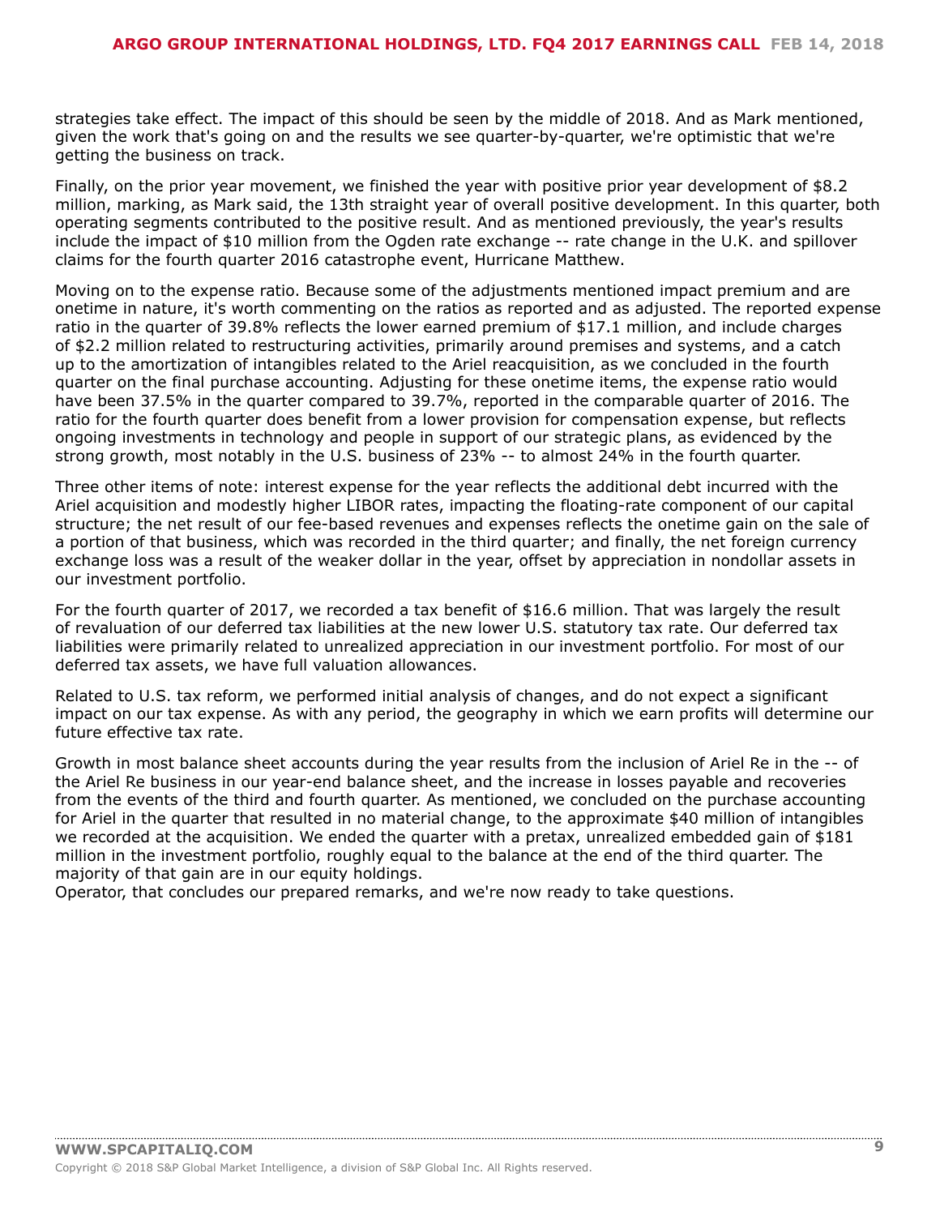strategies take effect. The impact of this should be seen by the middle of 2018. And as Mark mentioned, given the work that's going on and the results we see quarter-by-quarter, we're optimistic that we're getting the business on track.

Finally, on the prior year movement, we finished the year with positive prior year development of $8.2 million, marking, as Mark said, the 13th straight year of overall positive development. In this quarter, both operating segments contributed to the positive result. And as mentioned previously, the year's results include the impact of $10 million from the Ogden rate exchange -- rate change in the U.K. and spillover claims for the fourth quarter 2016 catastrophe event, Hurricane Matthew.

Moving on to the expense ratio. Because some of the adjustments mentioned impact premium and are onetime in nature, it's worth commenting on the ratios as reported and as adjusted. The reported expense ratio in the quarter of 39.8% reflects the lower earned premium of $17.1 million, and include charges of $2.2 million related to restructuring activities, primarily around premises and systems, and a catch up to the amortization of intangibles related to the Ariel reacquisition, as we concluded in the fourth quarter on the final purchase accounting. Adjusting for these onetime items, the expense ratio would have been 37.5% in the quarter compared to 39.7%, reported in the comparable quarter of 2016. The ratio for the fourth quarter does benefit from a lower provision for compensation expense, but reflects ongoing investments in technology and people in support of our strategic plans, as evidenced by the strong growth, most notably in the U.S. business of 23% -- to almost 24% in the fourth quarter.

Three other items of note: interest expense for the year reflects the additional debt incurred with the Ariel acquisition and modestly higher LIBOR rates, impacting the floating-rate component of our capital structure; the net result of our fee-based revenues and expenses reflects the onetime gain on the sale of a portion of that business, which was recorded in the third quarter; and finally, the net foreign currency exchange loss was a result of the weaker dollar in the year, offset by appreciation in nondollar assets in our investment portfolio.

For the fourth quarter of 2017, we recorded a tax benefit of $16.6 million. That was largely the result of revaluation of our deferred tax liabilities at the new lower U.S. statutory tax rate. Our deferred tax liabilities were primarily related to unrealized appreciation in our investment portfolio. For most of our deferred tax assets, we have full valuation allowances.

Related to U.S. tax reform, we performed initial analysis of changes, and do not expect a significant impact on our tax expense. As with any period, the geography in which we earn profits will determine our future effective tax rate.

Growth in most balance sheet accounts during the year results from the inclusion of Ariel Re in the -- of the Ariel Re business in our year-end balance sheet, and the increase in losses payable and recoveries from the events of the third and fourth quarter. As mentioned, we concluded on the purchase accounting for Ariel in the quarter that resulted in no material change, to the approximate $40 million of intangibles we recorded at the acquisition. We ended the quarter with a pretax, unrealized embedded gain of $181 million in the investment portfolio, roughly equal to the balance at the end of the third quarter. The majority of that gain are in our equity holdings.

Operator, that concludes our prepared remarks, and we're now ready to take questions.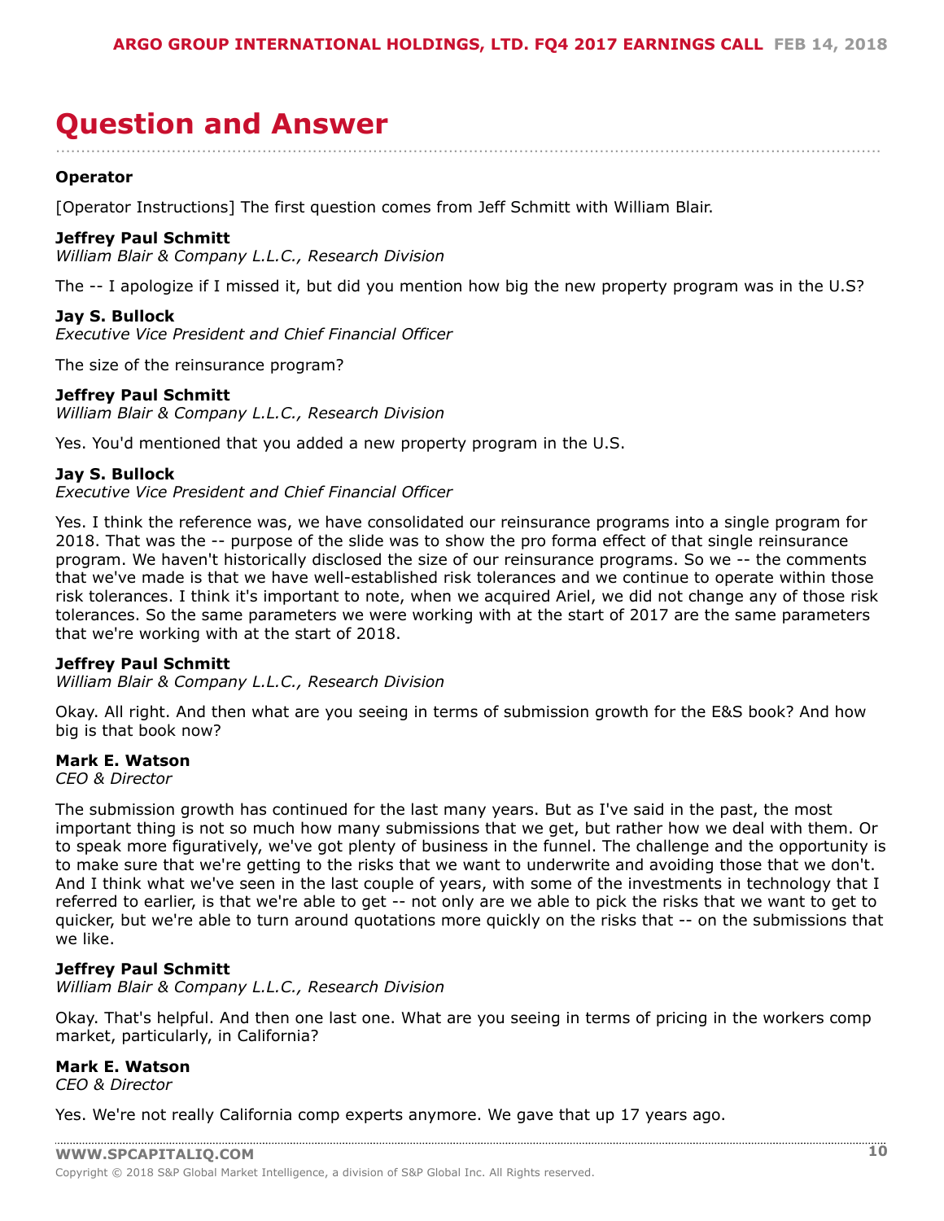# Question and Answer

**Operator**

[Operator Instructions] The first question comes from Jeff Schmitt with William Blair.

**Jeffrey Paul Schmitt**
*William Blair & Company L.L.C., Research Division*

The -- I apologize if I missed it, but did you mention how big the new property program was in the U.S?

**Jay S. Bullock**
*Executive Vice President and Chief Financial Officer*

The size of the reinsurance program?

**Jeffrey Paul Schmitt**
*William Blair & Company L.L.C., Research Division*

Yes. You'd mentioned that you added a new property program in the U.S.

**Jay S. Bullock**
*Executive Vice President and Chief Financial Officer*

Yes. I think the reference was, we have consolidated our reinsurance programs into a single program for 2018. That was the -- purpose of the slide was to show the pro forma effect of that single reinsurance program. We haven't historically disclosed the size of our reinsurance programs. So we -- the comments that we've made is that we have well-established risk tolerances and we continue to operate within those risk tolerances. I think it's important to note, when we acquired Ariel, we did not change any of those risk tolerances. So the same parameters we were working with at the start of 2017 are the same parameters that we're working with at the start of 2018.

**Jeffrey Paul Schmitt**
*William Blair & Company L.L.C., Research Division*

Okay. All right. And then what are you seeing in terms of submission growth for the E&S book? And how big is that book now?

**Mark E. Watson**
*CEO & Director*

The submission growth has continued for the last many years. But as I've said in the past, the most important thing is not so much how many submissions that we get, but rather how we deal with them. Or to speak more figuratively, we've got plenty of business in the funnel. The challenge and the opportunity is to make sure that we're getting to the risks that we want to underwrite and avoiding those that we don't. And I think what we've seen in the last couple of years, with some of the investments in technology that I referred to earlier, is that we're able to get -- not only are we able to pick the risks that we want to get to quicker, but we're able to turn around quotations more quickly on the risks that -- on the submissions that we like.

**Jeffrey Paul Schmitt**
*William Blair & Company L.L.C., Research Division*

Okay. That's helpful. And then one last one. What are you seeing in terms of pricing in the workers comp market, particularly, in California?

**Mark E. Watson**
*CEO & Director*

Yes. We're not really California comp experts anymore. We gave that up 17 years ago.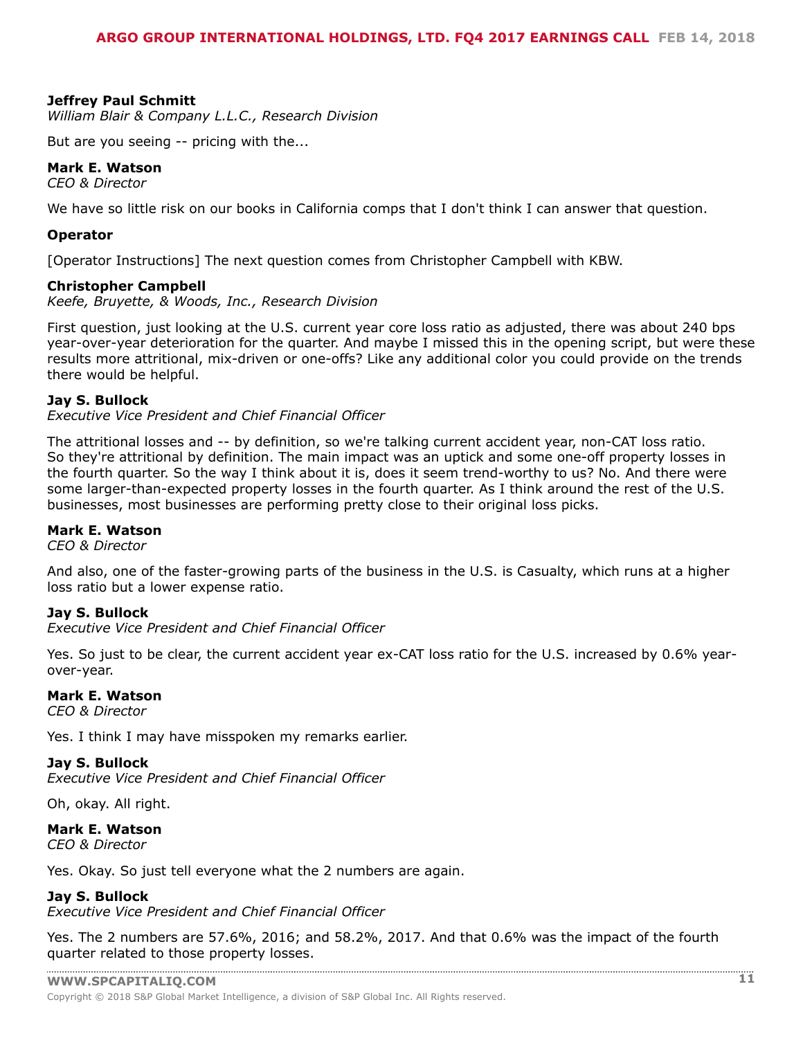**Jeffrey Paul Schmitt**
*William Blair & Company L.L.C., Research Division*

But are you seeing -- pricing with the...

**Mark E. Watson**
*CEO & Director*

We have so little risk on our books in California comps that I don't think I can answer that question.

**Operator**

[Operator Instructions] The next question comes from Christopher Campbell with KBW.

**Christopher Campbell**
*Keefe, Bruyette, & Woods, Inc., Research Division*

First question, just looking at the U.S. current year core loss ratio as adjusted, there was about 240 bps year-over-year deterioration for the quarter. And maybe I missed this in the opening script, but were these results more attritional, mix-driven or one-offs? Like any additional color you could provide on the trends there would be helpful.

**Jay S. Bullock**
*Executive Vice President and Chief Financial Officer*

The attritional losses and -- by definition, so we're talking current accident year, non-CAT loss ratio. So they're attritional by definition. The main impact was an uptick and some one-off property losses in the fourth quarter. So the way I think about it is, does it seem trend-worthy to us? No. And there were some larger-than-expected property losses in the fourth quarter. As I think around the rest of the U.S. businesses, most businesses are performing pretty close to their original loss picks.

**Mark E. Watson**
*CEO & Director*

And also, one of the faster-growing parts of the business in the U.S. is Casualty, which runs at a higher loss ratio but a lower expense ratio.

**Jay S. Bullock**
*Executive Vice President and Chief Financial Officer*

Yes. So just to be clear, the current accident year ex-CAT loss ratio for the U.S. increased by 0.6% year-over-year.

**Mark E. Watson**
*CEO & Director*

Yes. I think I may have misspoken my remarks earlier.

**Jay S. Bullock**
*Executive Vice President and Chief Financial Officer*

Oh, okay. All right.

**Mark E. Watson**
*CEO & Director*

Yes. Okay. So just tell everyone what the 2 numbers are again.

**Jay S. Bullock**
*Executive Vice President and Chief Financial Officer*

Yes. The 2 numbers are 57.6%, 2016; and 58.2%, 2017. And that 0.6% was the impact of the fourth quarter related to those property losses.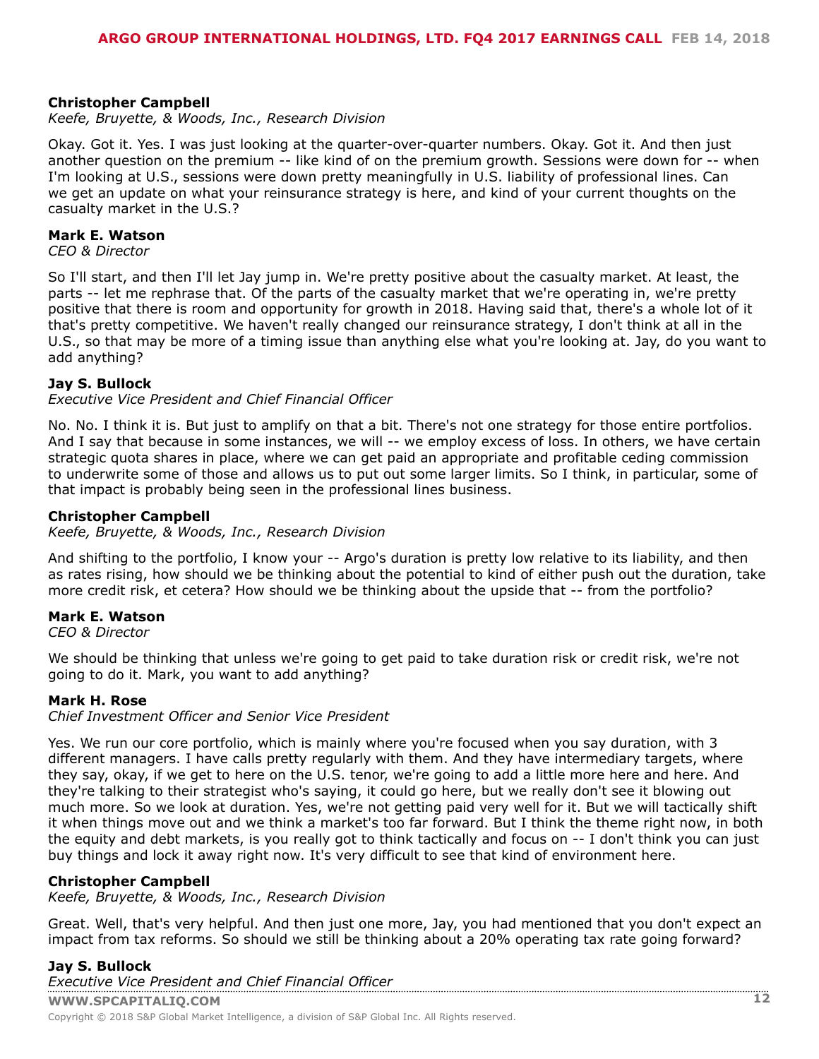**Christopher Campbell**
*Keefe, Bruyette, & Woods, Inc., Research Division*

Okay. Got it. Yes. I was just looking at the quarter-over-quarter numbers. Okay. Got it. And then just another question on the premium -- like kind of on the premium growth. Sessions were down for -- when I'm looking at U.S., sessions were down pretty meaningfully in U.S. liability of professional lines. Can we get an update on what your reinsurance strategy is here, and kind of your current thoughts on the casualty market in the U.S.?

**Mark E. Watson**
*CEO & Director*

So I'll start, and then I'll let Jay jump in. We're pretty positive about the casualty market. At least, the parts -- let me rephrase that. Of the parts of the casualty market that we're operating in, we're pretty positive that there is room and opportunity for growth in 2018. Having said that, there's a whole lot of it that's pretty competitive. We haven't really changed our reinsurance strategy, I don't think at all in the U.S., so that may be more of a timing issue than anything else what you're looking at. Jay, do you want to add anything?

**Jay S. Bullock**
*Executive Vice President and Chief Financial Officer*

No. No. I think it is. But just to amplify on that a bit. There's not one strategy for those entire portfolios. And I say that because in some instances, we will -- we employ excess of loss. In others, we have certain strategic quota shares in place, where we can get paid an appropriate and profitable ceding commission to underwrite some of those and allows us to put out some larger limits. So I think, in particular, some of that impact is probably being seen in the professional lines business.

**Christopher Campbell**
*Keefe, Bruyette, & Woods, Inc., Research Division*

And shifting to the portfolio, I know your -- Argo's duration is pretty low relative to its liability, and then as rates rising, how should we be thinking about the potential to kind of either push out the duration, take more credit risk, et cetera? How should we be thinking about the upside that -- from the portfolio?

**Mark E. Watson**
*CEO & Director*

We should be thinking that unless we're going to get paid to take duration risk or credit risk, we're not going to do it. Mark, you want to add anything?

**Mark H. Rose**
*Chief Investment Officer and Senior Vice President*

Yes. We run our core portfolio, which is mainly where you're focused when you say duration, with 3 different managers. I have calls pretty regularly with them. And they have intermediary targets, where they say, okay, if we get to here on the U.S. tenor, we're going to add a little more here and here. And they're talking to their strategist who's saying, it could go here, but we really don't see it blowing out much more. So we look at duration. Yes, we're not getting paid very well for it. But we will tactically shift it when things move out and we think a market's too far forward. But I think the theme right now, in both the equity and debt markets, is you really got to think tactically and focus on -- I don't think you can just buy things and lock it away right now. It's very difficult to see that kind of environment here.

**Christopher Campbell**
*Keefe, Bruyette, & Woods, Inc., Research Division*

Great. Well, that's very helpful. And then just one more, Jay, you had mentioned that you don't expect an impact from tax reforms. So should we still be thinking about a 20% operating tax rate going forward?

**Jay S. Bullock**
*Executive Vice President and Chief Financial Officer*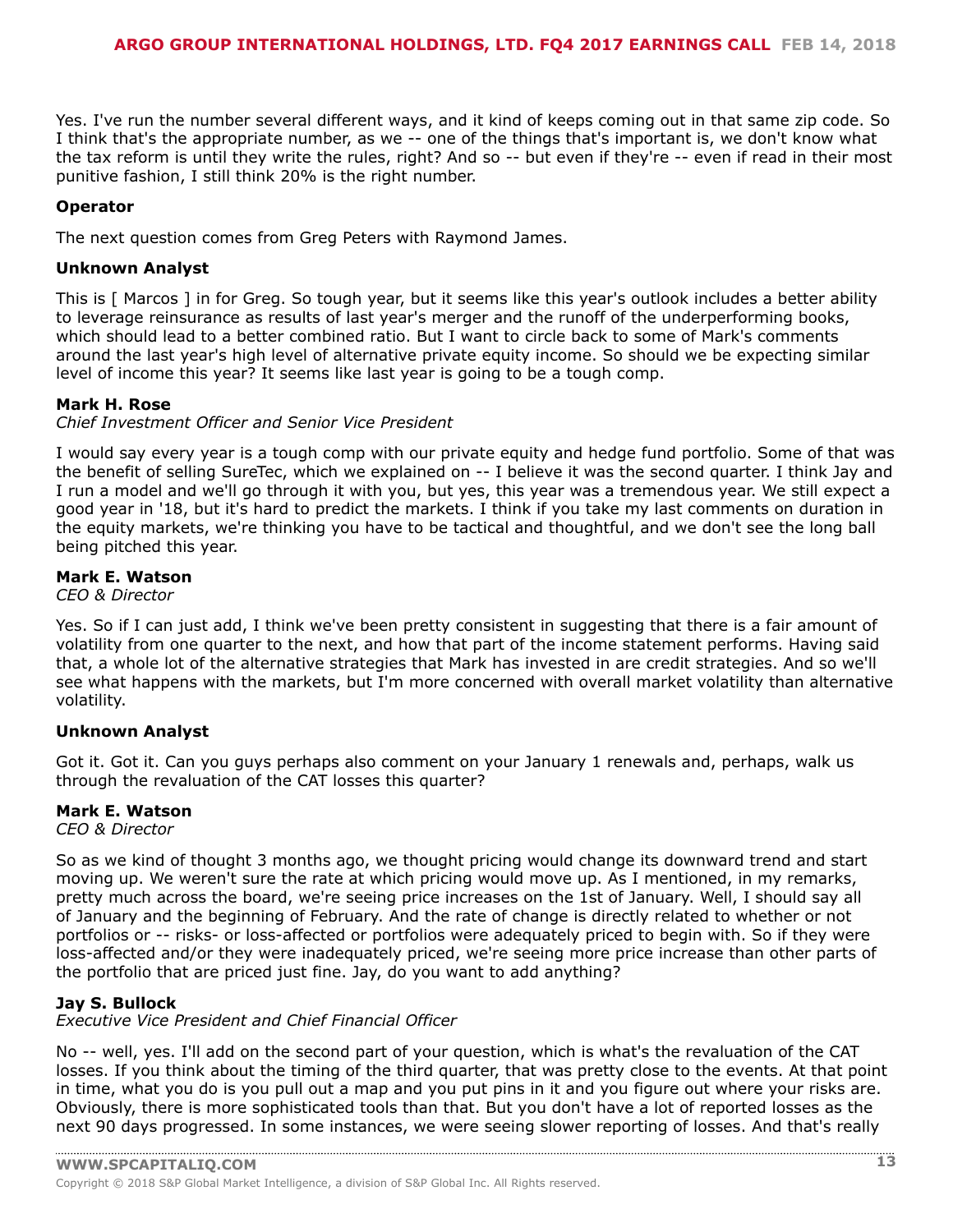Yes. I've run the number several different ways, and it kind of keeps coming out in that same zip code. So I think that's the appropriate number, as we -- one of the things that's important is, we don't know what the tax reform is until they write the rules, right? And so -- but even if they're -- even if read in their most punitive fashion, I still think 20% is the right number.

**Operator**

The next question comes from Greg Peters with Raymond James.

**Unknown Analyst**

This is [ Marcos ] in for Greg. So tough year, but it seems like this year's outlook includes a better ability to leverage reinsurance as results of last year's merger and the runoff of the underperforming books, which should lead to a better combined ratio. But I want to circle back to some of Mark's comments around the last year's high level of alternative private equity income. So should we be expecting similar level of income this year? It seems like last year is going to be a tough comp.

**Mark H. Rose**
*Chief Investment Officer and Senior Vice President*

I would say every year is a tough comp with our private equity and hedge fund portfolio. Some of that was the benefit of selling SureTec, which we explained on -- I believe it was the second quarter. I think Jay and I run a model and we'll go through it with you, but yes, this year was a tremendous year. We still expect a good year in '18, but it's hard to predict the markets. I think if you take my last comments on duration in the equity markets, we're thinking you have to be tactical and thoughtful, and we don't see the long ball being pitched this year.

**Mark E. Watson**
*CEO & Director*

Yes. So if I can just add, I think we've been pretty consistent in suggesting that there is a fair amount of volatility from one quarter to the next, and how that part of the income statement performs. Having said that, a whole lot of the alternative strategies that Mark has invested in are credit strategies. And so we'll see what happens with the markets, but I'm more concerned with overall market volatility than alternative volatility.

**Unknown Analyst**

Got it. Got it. Can you guys perhaps also comment on your January 1 renewals and, perhaps, walk us through the revaluation of the CAT losses this quarter?

**Mark E. Watson**
*CEO & Director*

So as we kind of thought 3 months ago, we thought pricing would change its downward trend and start moving up. We weren't sure the rate at which pricing would move up. As I mentioned, in my remarks, pretty much across the board, we're seeing price increases on the 1st of January. Well, I should say all of January and the beginning of February. And the rate of change is directly related to whether or not portfolios or -- risks- or loss-affected or portfolios were adequately priced to begin with. So if they were loss-affected and/or they were inadequately priced, we're seeing more price increase than other parts of the portfolio that are priced just fine. Jay, do you want to add anything?

**Jay S. Bullock**
*Executive Vice President and Chief Financial Officer*

No -- well, yes. I'll add on the second part of your question, which is what's the revaluation of the CAT losses. If you think about the timing of the third quarter, that was pretty close to the events. At that point in time, what you do is you pull out a map and you put pins in it and you figure out where your risks are. Obviously, there is more sophisticated tools than that. But you don't have a lot of reported losses as the next 90 days progressed. In some instances, we were seeing slower reporting of losses. And that's really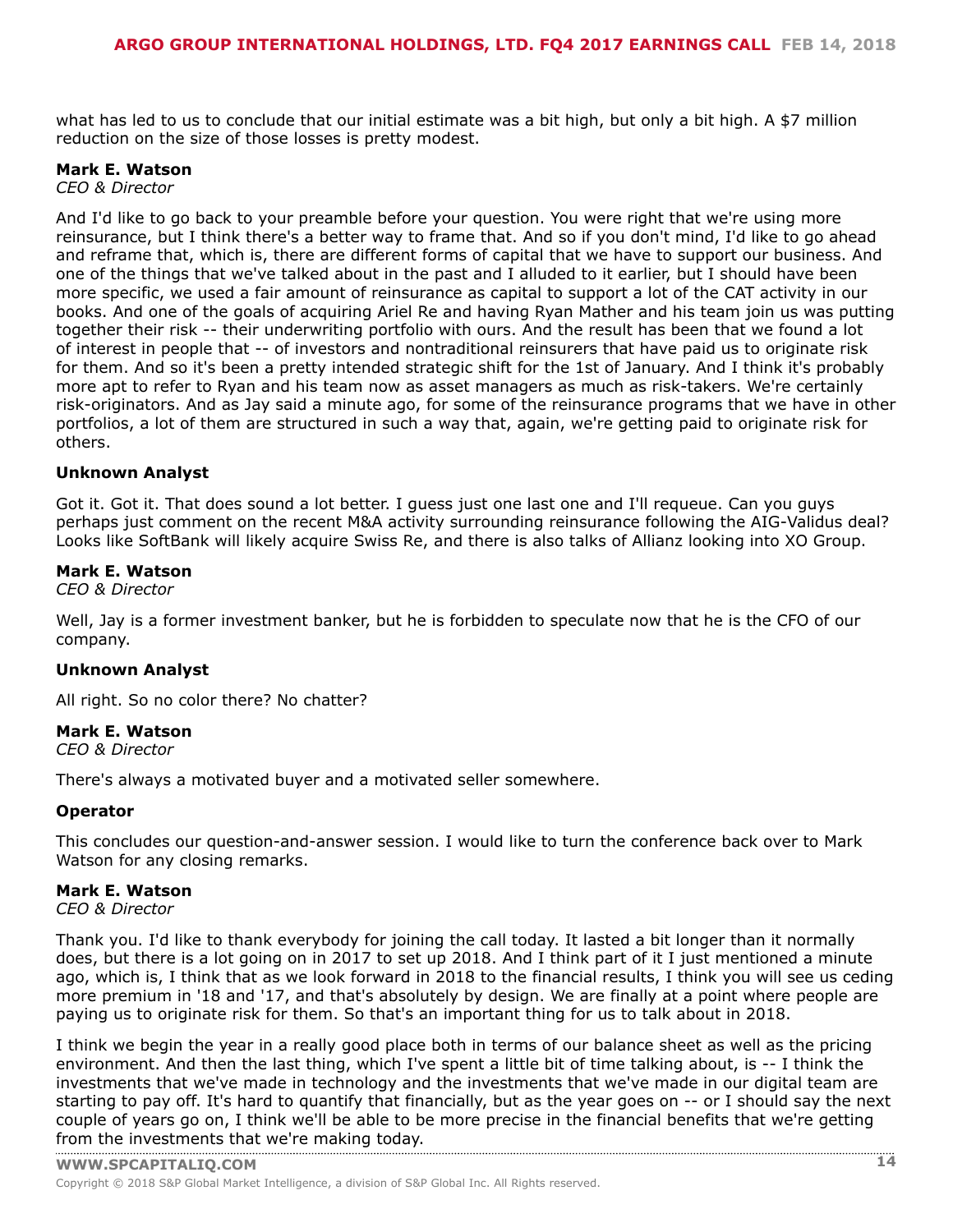what has led to us to conclude that our initial estimate was a bit high, but only a bit high. A $7 million reduction on the size of those losses is pretty modest.

**Mark E. Watson**
*CEO & Director*

And I'd like to go back to your preamble before your question. You were right that we're using more reinsurance, but I think there's a better way to frame that. And so if you don't mind, I'd like to go ahead and reframe that, which is, there are different forms of capital that we have to support our business. And one of the things that we've talked about in the past and I alluded to it earlier, but I should have been more specific, we used a fair amount of reinsurance as capital to support a lot of the CAT activity in our books. And one of the goals of acquiring Ariel Re and having Ryan Mather and his team join us was putting together their risk -- their underwriting portfolio with ours. And the result has been that we found a lot of interest in people that -- of investors and nontraditional reinsurers that have paid us to originate risk for them. And so it's been a pretty intended strategic shift for the 1st of January. And I think it's probably more apt to refer to Ryan and his team now as asset managers as much as risk-takers. We're certainly risk-originators. And as Jay said a minute ago, for some of the reinsurance programs that we have in other portfolios, a lot of them are structured in such a way that, again, we're getting paid to originate risk for others.

**Unknown Analyst**

Got it. Got it. That does sound a lot better. I guess just one last one and I'll requeue. Can you guys perhaps just comment on the recent M&A activity surrounding reinsurance following the AIG-Validus deal? Looks like SoftBank will likely acquire Swiss Re, and there is also talks of Allianz looking into XO Group.

**Mark E. Watson**
*CEO & Director*

Well, Jay is a former investment banker, but he is forbidden to speculate now that he is the CFO of our company.

**Unknown Analyst**

All right. So no color there? No chatter?

**Mark E. Watson**
*CEO & Director*

There's always a motivated buyer and a motivated seller somewhere.

**Operator**

This concludes our question-and-answer session. I would like to turn the conference back over to Mark Watson for any closing remarks.

**Mark E. Watson**
*CEO & Director*

Thank you. I'd like to thank everybody for joining the call today. It lasted a bit longer than it normally does, but there is a lot going on in 2017 to set up 2018. And I think part of it I just mentioned a minute ago, which is, I think that as we look forward in 2018 to the financial results, I think you will see us ceding more premium in '18 and '17, and that's absolutely by design. We are finally at a point where people are paying us to originate risk for them. So that's an important thing for us to talk about in 2018.

I think we begin the year in a really good place both in terms of our balance sheet as well as the pricing environment. And then the last thing, which I've spent a little bit of time talking about, is -- I think the investments that we've made in technology and the investments that we've made in our digital team are starting to pay off. It's hard to quantify that financially, but as the year goes on -- or I should say the next couple of years go on, I think we'll be able to be more precise in the financial benefits that we're getting from the investments that we're making today.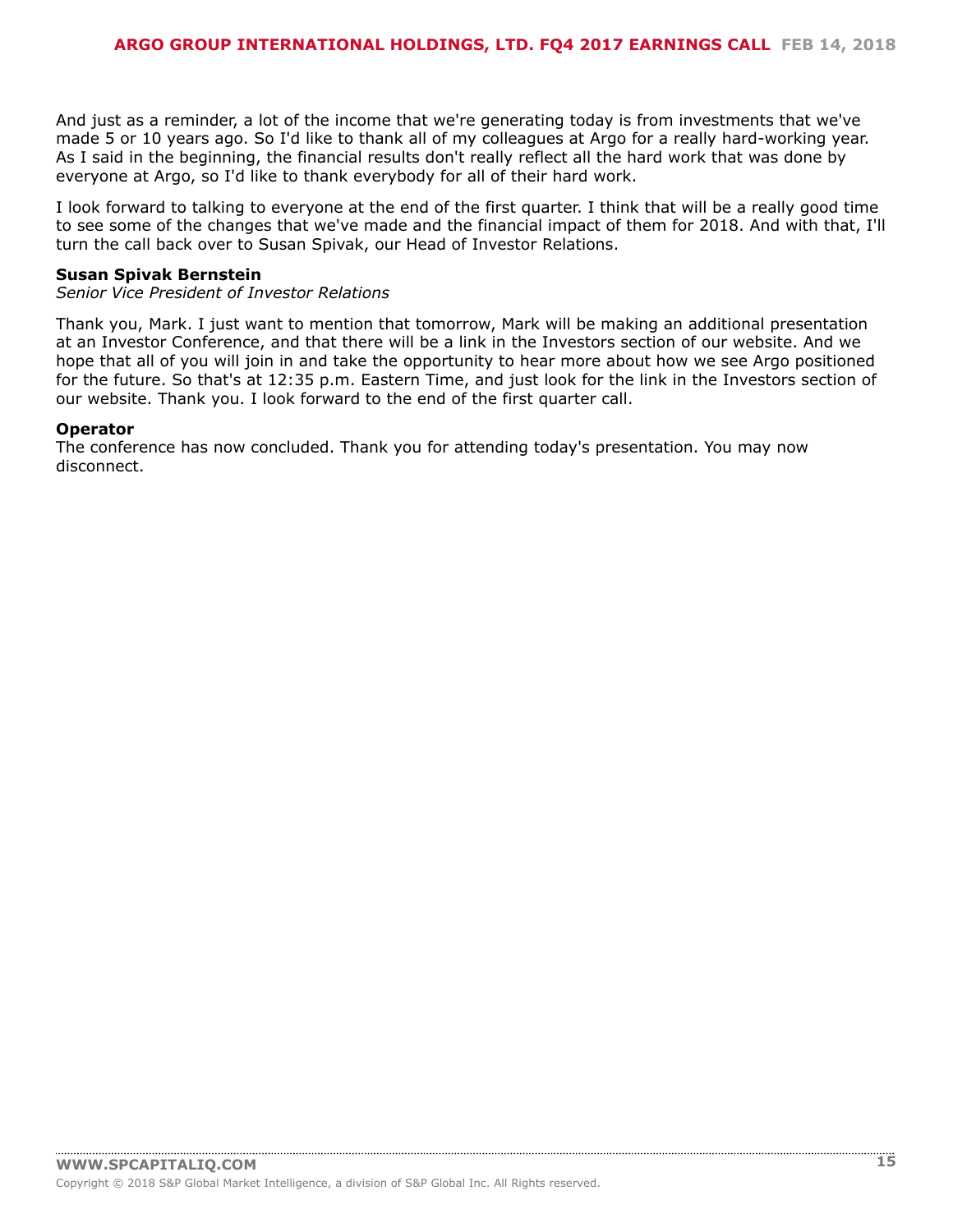And just as a reminder, a lot of the income that we're generating today is from investments that we've made 5 or 10 years ago. So I'd like to thank all of my colleagues at Argo for a really hard-working year. As I said in the beginning, the financial results don't really reflect all the hard work that was done by everyone at Argo, so I'd like to thank everybody for all of their hard work.

I look forward to talking to everyone at the end of the first quarter. I think that will be a really good time to see some of the changes that we've made and the financial impact of them for 2018. And with that, I'll turn the call back over to Susan Spivak, our Head of Investor Relations.

**Susan Spivak Bernstein**
*Senior Vice President of Investor Relations*

Thank you, Mark. I just want to mention that tomorrow, Mark will be making an additional presentation at an Investor Conference, and that there will be a link in the Investors section of our website. And we hope that all of you will join in and take the opportunity to hear more about how we see Argo positioned for the future. So that's at 12:35 p.m. Eastern Time, and just look for the link in the Investors section of our website. Thank you. I look forward to the end of the first quarter call.

**Operator**
The conference has now concluded. Thank you for attending today's presentation. You may now disconnect.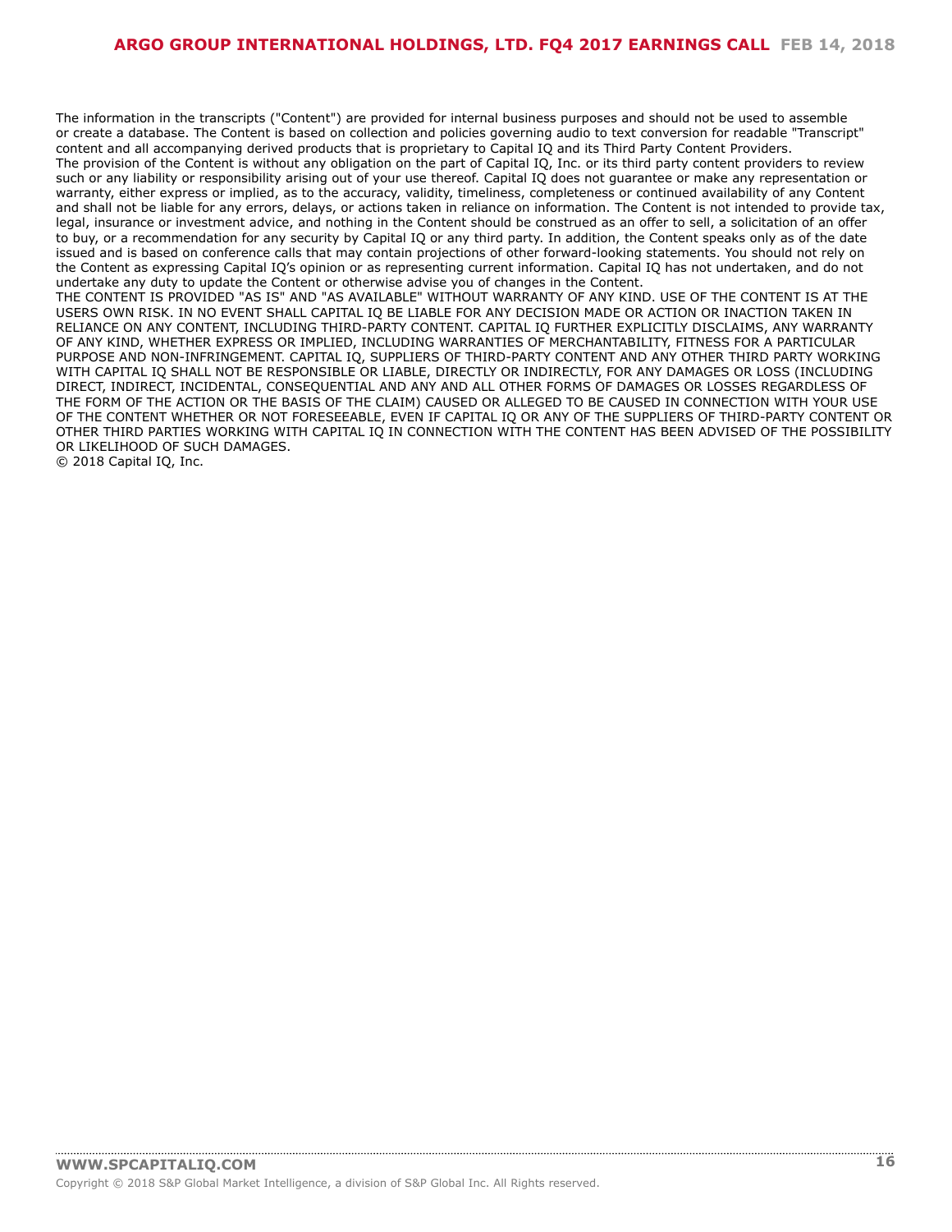The information in the transcripts ("Content") are provided for internal business purposes and should not be used to assemble or create a database. The Content is based on collection and policies governing audio to text conversion for readable "Transcript" content and all accompanying derived products that is proprietary to Capital IQ and its Third Party Content Providers.
The provision of the Content is without any obligation on the part of Capital IQ, Inc. or its third party content providers to review such or any liability or responsibility arising out of your use thereof. Capital IQ does not guarantee or make any representation or warranty, either express or implied, as to the accuracy, validity, timeliness, completeness or continued availability of any Content and shall not be liable for any errors, delays, or actions taken in reliance on information. The Content is not intended to provide tax, legal, insurance or investment advice, and nothing in the Content should be construed as an offer to sell, a solicitation of an offer to buy, or a recommendation for any security by Capital IQ or any third party. In addition, the Content speaks only as of the date issued and is based on conference calls that may contain projections of other forward-looking statements. You should not rely on the Content as expressing Capital IQ's opinion or as representing current information. Capital IQ has not undertaken, and do not undertake any duty to update the Content or otherwise advise you of changes in the Content.
THE CONTENT IS PROVIDED "AS IS" AND "AS AVAILABLE" WITHOUT WARRANTY OF ANY KIND. USE OF THE CONTENT IS AT THE USERS OWN RISK. IN NO EVENT SHALL CAPITAL IQ BE LIABLE FOR ANY DECISION MADE OR ACTION OR INACTION TAKEN IN RELIANCE ON ANY CONTENT, INCLUDING THIRD-PARTY CONTENT. CAPITAL IQ FURTHER EXPLICITLY DISCLAIMS, ANY WARRANTY OF ANY KIND, WHETHER EXPRESS OR IMPLIED, INCLUDING WARRANTIES OF MERCHANTABILITY, FITNESS FOR A PARTICULAR PURPOSE AND NON-INFRINGEMENT. CAPITAL IQ, SUPPLIERS OF THIRD-PARTY CONTENT AND ANY OTHER THIRD PARTY WORKING WITH CAPITAL IQ SHALL NOT BE RESPONSIBLE OR LIABLE, DIRECTLY OR INDIRECTLY, FOR ANY DAMAGES OR LOSS (INCLUDING DIRECT, INDIRECT, INCIDENTAL, CONSEQUENTIAL AND ANY AND ALL OTHER FORMS OF DAMAGES OR LOSSES REGARDLESS OF THE FORM OF THE ACTION OR THE BASIS OF THE CLAIM) CAUSED OR ALLEGED TO BE CAUSED IN CONNECTION WITH YOUR USE OF THE CONTENT WHETHER OR NOT FORESEEABLE, EVEN IF CAPITAL IQ OR ANY OF THE SUPPLIERS OF THIRD-PARTY CONTENT OR OTHER THIRD PARTIES WORKING WITH CAPITAL IQ IN CONNECTION WITH THE CONTENT HAS BEEN ADVISED OF THE POSSIBILITY OR LIKELIHOOD OF SUCH DAMAGES.
© 2018 Capital IQ, Inc.